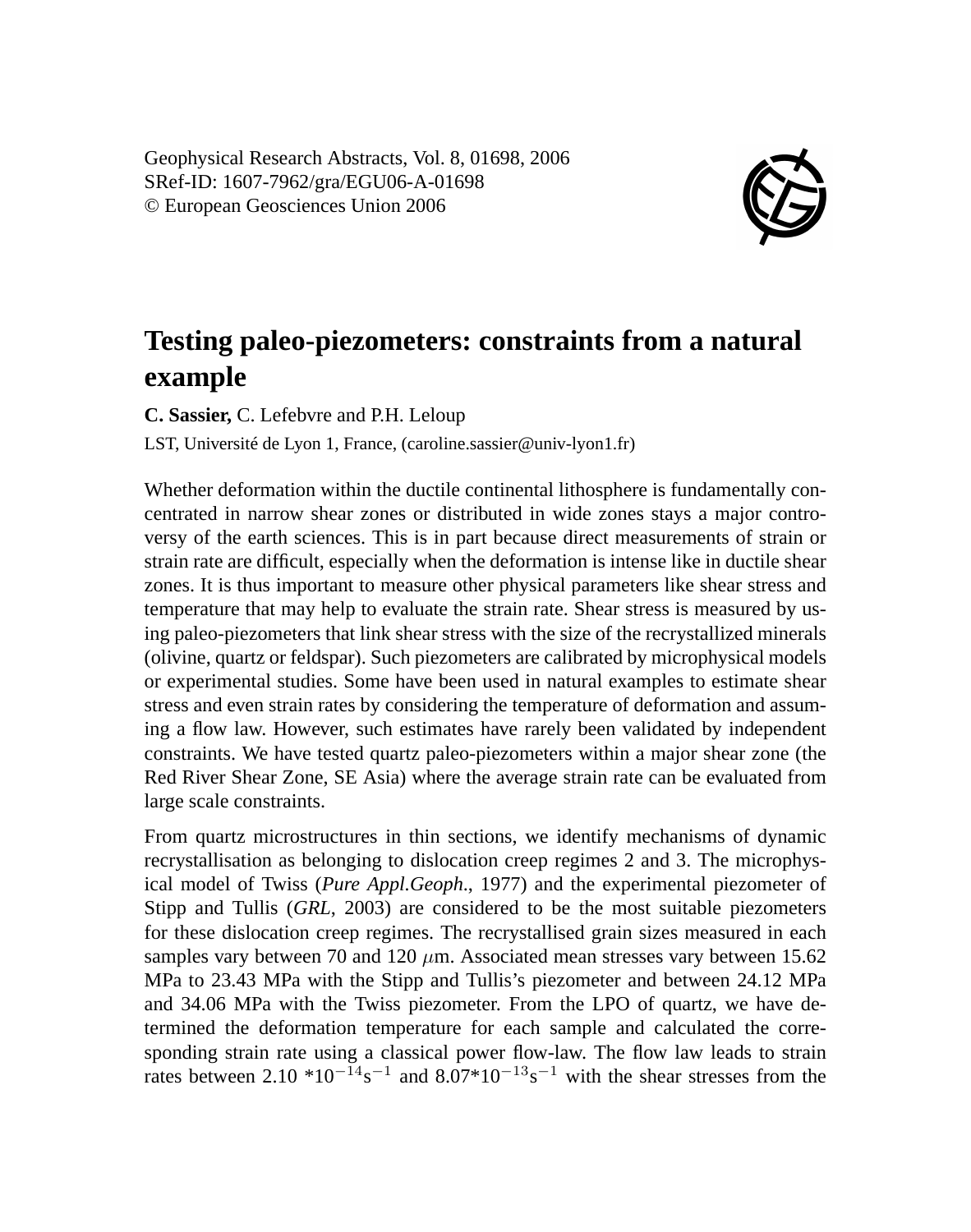Geophysical Research Abstracts, Vol. 8, 01698, 2006
SRef-ID: 1607-7962/gra/EGU06-A-01698
© European Geosciences Union 2006

# Testing paleo-piezometers: constraints from a natural example

**C. Sassier,** C. Lefebvre and P.H. Leloup

LST, Université de Lyon 1, France, (caroline.sassier@univ-lyon1.fr)

Whether deformation within the ductile continental lithosphere is fundamentally concentrated in narrow shear zones or distributed in wide zones stays a major controversy of the earth sciences. This is in part because direct measurements of strain or strain rate are difficult, especially when the deformation is intense like in ductile shear zones. It is thus important to measure other physical parameters like shear stress and temperature that may help to evaluate the strain rate. Shear stress is measured by using paleo-piezometers that link shear stress with the size of the recrystallized minerals (olivine, quartz or feldspar). Such piezometers are calibrated by microphysical models or experimental studies. Some have been used in natural examples to estimate shear stress and even strain rates by considering the temperature of deformation and assuming a flow law. However, such estimates have rarely been validated by independent constraints. We have tested quartz paleo-piezometers within a major shear zone (the Red River Shear Zone, SE Asia) where the average strain rate can be evaluated from large scale constraints.

From quartz microstructures in thin sections, we identify mechanisms of dynamic recrystallisation as belonging to dislocation creep regimes 2 and 3. The microphysical model of Twiss (*Pure Appl.Geoph.*, 1977) and the experimental piezometer of Stipp and Tullis (*GRL*, 2003) are considered to be the most suitable piezometers for these dislocation creep regimes. The recrystallised grain sizes measured in each samples vary between 70 and 120 $\mu$m. Associated mean stresses vary between 15.62 MPa to 23.43 MPa with the Stipp and Tullis's piezometer and between 24.12 MPa and 34.06 MPa with the Twiss piezometer. From the LPO of quartz, we have determined the deformation temperature for each sample and calculated the corresponding strain rate using a classical power flow-law. The flow law leads to strain rates between 2.10 $*10^{-14}s^{-1}$ and $8.07*10^{-13}s^{-1}$ with the shear stresses from the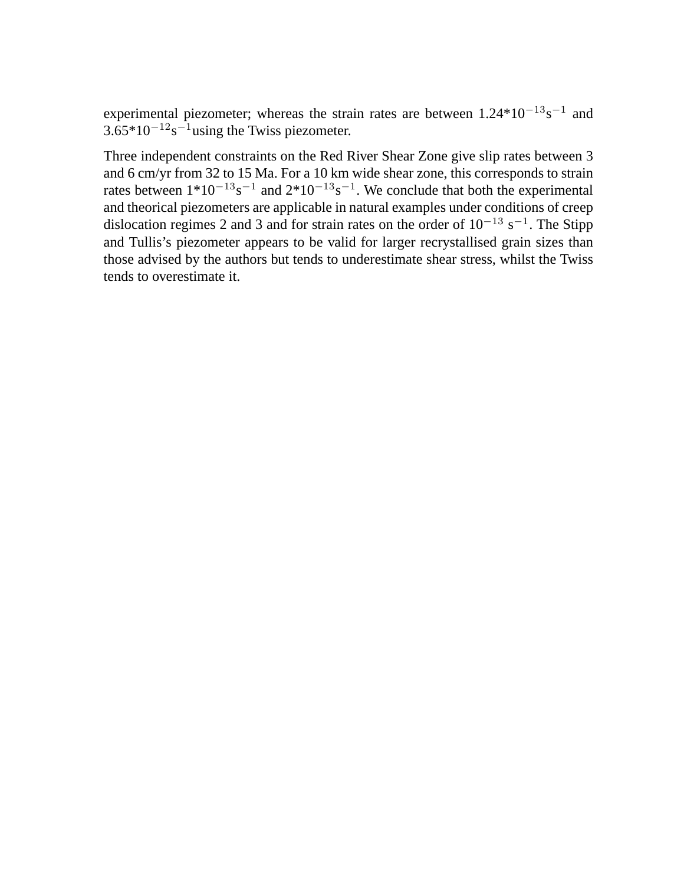experimental piezometer; whereas the strain rates are between $1.24*10^{-13}s^{-1}$ and $3.65*10^{-12}s^{-1}$using the Twiss piezometer.

Three independent constraints on the Red River Shear Zone give slip rates between 3 and 6 cm/yr from 32 to 15 Ma. For a 10 km wide shear zone, this corresponds to strain rates between $1*10^{-13}s^{-1}$ and $2*10^{-13}s^{-1}$. We conclude that both the experimental and theorical piezometers are applicable in natural examples under conditions of creep dislocation regimes 2 and 3 and for strain rates on the order of $10^{-13}$ $s^{-1}$. The Stipp and Tullis's piezometer appears to be valid for larger recrystallised grain sizes than those advised by the authors but tends to underestimate shear stress, whilst the Twiss tends to overestimate it.